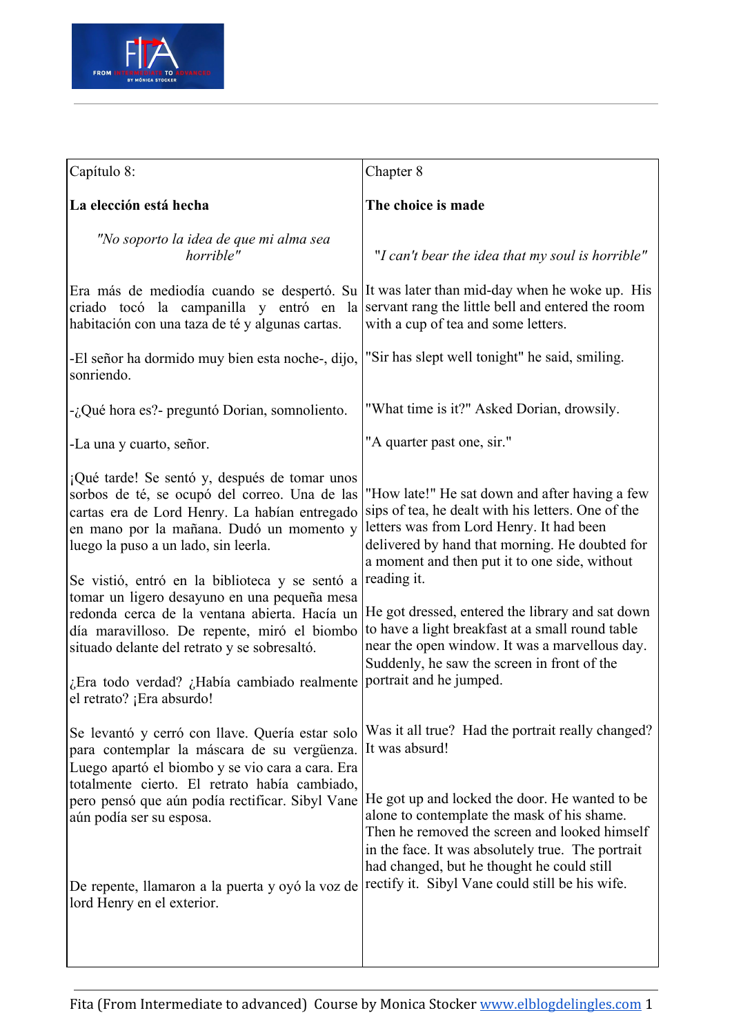| Capítulo 8: | Chapter 8 |
|---|---|
| **La elección está hecha** | **The choice is made** |
| *"No soporto la idea de que mi alma sea horrible"* | *"I can't bear the idea that my soul is horrible"* |
| Era más de mediodía cuando se despertó. Su criado tocó la campanilla y entró en la habitación con una taza de té y algunas cartas. | It was later than mid-day when he woke up. His servant rang the little bell and entered the room with a cup of tea and some letters. |
| -El señor ha dormido muy bien esta noche-, dijo, sonriendo. | "Sir has slept well tonight" he said, smiling. |
| -¿Qué hora es?- preguntó Dorian, somnoliento. | "What time is it?" Asked Dorian, drowsily. |
| -La una y cuarto, señor. | "A quarter past one, sir." |
| ¡Qué tarde! Se sentó y, después de tomar unos sorbos de té, se ocupó del correo. Una de las cartas era de Lord Henry. La habían entregado en mano por la mañana. Dudó un momento y luego la puso a un lado, sin leerla. | "How late!" He sat down and after having a few sips of tea, he dealt with his letters. One of the letters was from Lord Henry. It had been delivered by hand that morning. He doubted for a moment and then put it to one side, without reading it. |
| Se vistió, entró en la biblioteca y se sentó a tomar un ligero desayuno en una pequeña mesa redonda cerca de la ventana abierta. Hacía un día maravilloso. De repente, miró el biombo situado delante del retrato y se sobresaltó. | He got dressed, entered the library and sat down to have a light breakfast at a small round table near the open window. It was a marvellous day. Suddenly, he saw the screen in front of the portrait and he jumped. |
| ¿Era todo verdad? ¿Había cambiado realmente el retrato? ¡Era absurdo! | Was it all true? Had the portrait really changed? It was absurd! |
| Se levantó y cerró con llave. Quería estar solo para contemplar la máscara de su vergüenza. Luego apartó el biombo y se vio cara a cara. Era totalmente cierto. El retrato había cambiado, pero pensó que aún podía rectificar. Sibyl Vane aún podía ser su esposa. | He got up and locked the door. He wanted to be alone to contemplate the mask of his shame. Then he removed the screen and looked himself in the face. It was absolutely true. The portrait had changed, but he thought he could still rectify it. Sibyl Vane could still be his wife. |
| De repente, llamaron a la puerta y oyó la voz de lord Henry en el exterior. | |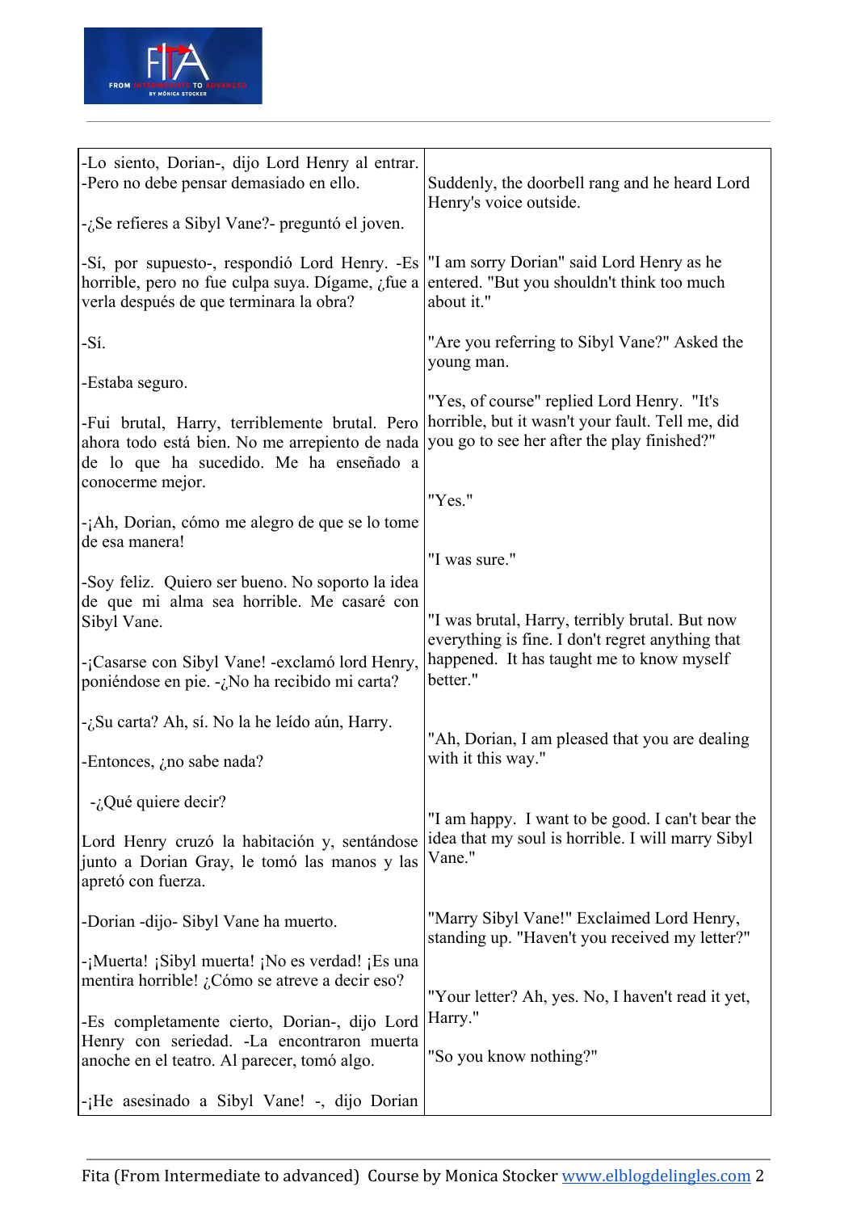| | |
|---|---|
| -Lo siento, Dorian-, dijo Lord Henry al entrar. -Pero no debe pensar demasiado en ello.<br><br>-¿Se refieres a Sibyl Vane?- preguntó el joven.<br><br>-Sí, por supuesto-, respondió Lord Henry. -Es horrible, pero no fue culpa suya. Dígame, ¿fue a verla después de que terminara la obra?<br><br>-Sí.<br><br>-Estaba seguro.<br><br>-Fui brutal, Harry, terriblemente brutal. Pero ahora todo está bien. No me arrepiento de nada de lo que ha sucedido. Me ha enseñado a conocerme mejor.<br><br>-¡Ah, Dorian, cómo me alegro de que se lo tome de esa manera!<br><br>-Soy feliz. Quiero ser bueno. No soporto la idea de que mi alma sea horrible. Me casaré con Sibyl Vane.<br><br>-¡Casarse con Sibyl Vane! -exclamó lord Henry, poniéndose en pie. -¿No ha recibido mi carta?<br><br>-¿Su carta? Ah, sí. No la he leído aún, Harry.<br><br>-Entonces, ¿no sabe nada?<br><br>-¿Qué quiere decir?<br><br>Lord Henry cruzó la habitación y, sentándose junto a Dorian Gray, le tomó las manos y las apretó con fuerza.<br><br>-Dorian -dijo- Sibyl Vane ha muerto.<br><br>-¡Muerta! ¡Sibyl muerta! ¡No es verdad! ¡Es una mentira horrible! ¿Cómo se atreve a decir eso?<br><br>-Es completamente cierto, Dorian-, dijo Lord Henry con seriedad. -La encontraron muerta anoche en el teatro. Al parecer, tomó algo.<br><br>-¡He asesinado a Sibyl Vane! -, dijo Dorian | Suddenly, the doorbell rang and he heard Lord Henry's voice outside.<br><br>"I am sorry Dorian" said Lord Henry as he entered. "But you shouldn't think too much about it."<br><br>"Are you referring to Sibyl Vane?" Asked the young man.<br><br>"Yes, of course" replied Lord Henry. "It's horrible, but it wasn't your fault. Tell me, did you go to see her after the play finished?"<br><br>"Yes."<br><br>"I was sure."<br><br>"I was brutal, Harry, terribly brutal. But now everything is fine. I don't regret anything that happened. It has taught me to know myself better."<br><br>"Ah, Dorian, I am pleased that you are dealing with it this way."<br><br>"I am happy. I want to be good. I can't bear the idea that my soul is horrible. I will marry Sibyl Vane."<br><br>"Marry Sibyl Vane!" Exclaimed Lord Henry, standing up. "Haven't you received my letter?"<br><br>"Your letter? Ah, yes. No, I haven't read it yet, Harry."<br><br>"So you know nothing?" |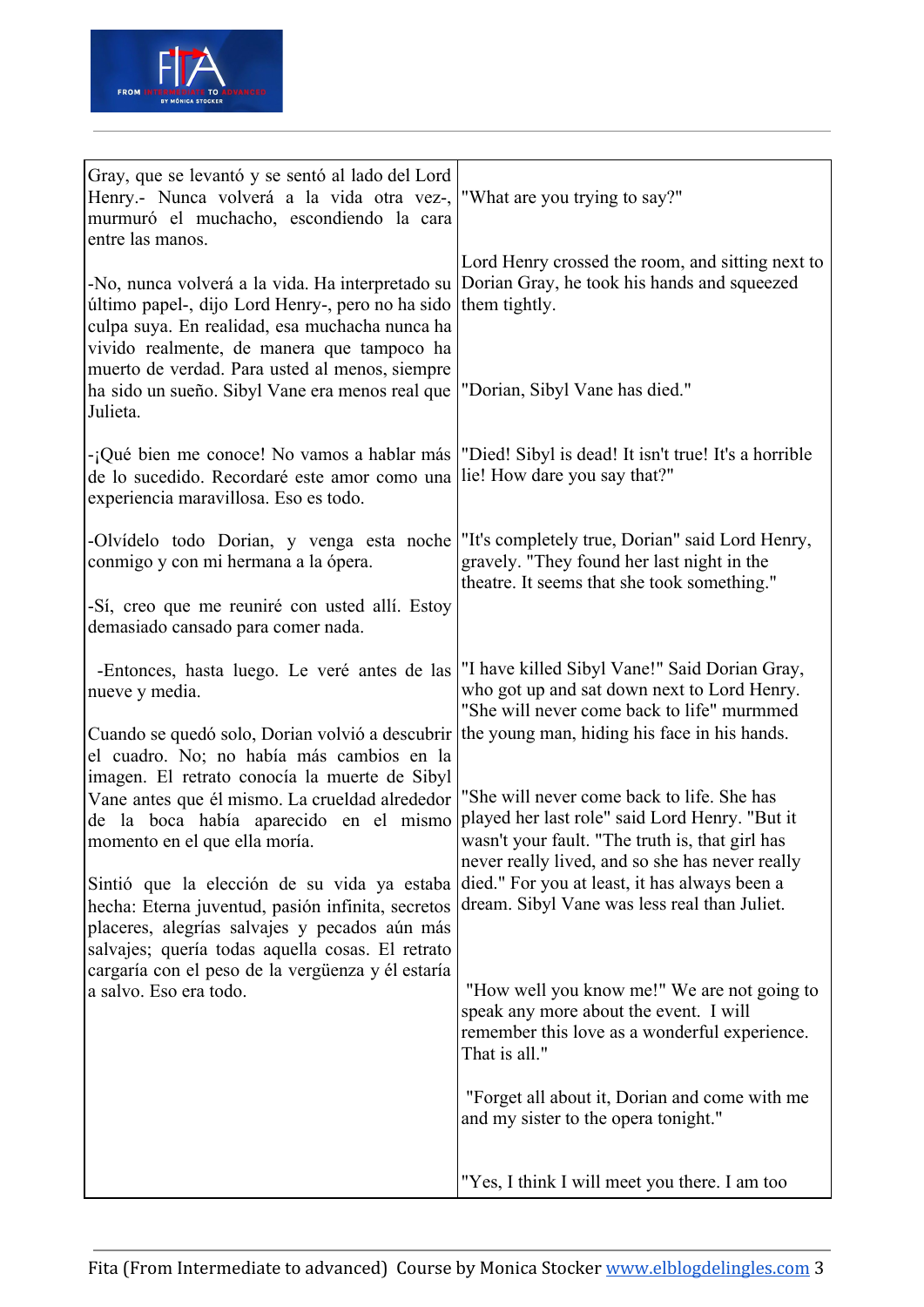| | |
|---|---|
| Gray, que se levantó y se sentó al lado del Lord Henry.- Nunca volverá a la vida otra vez-, murmuró el muchacho, escondiendo la cara entre las manos.<br><br>-No, nunca volverá a la vida. Ha interpretado su último papel-, dijo Lord Henry-, pero no ha sido culpa suya. En realidad, esa muchacha nunca ha vivido realmente, de manera que tampoco ha muerto de verdad. Para usted al menos, siempre ha sido un sueño. Sibyl Vane era menos real que Julieta.<br><br>-¡Qué bien me conoce! No vamos a hablar más de lo sucedido. Recordaré este amor como una experiencia maravillosa. Eso es todo.<br><br>-Olvídelo todo Dorian, y venga esta noche conmigo y con mi hermana a la ópera.<br><br>-Sí, creo que me reuniré con usted allí. Estoy demasiado cansado para comer nada.<br><br>-Entonces, hasta luego. Le veré antes de las nueve y media.<br><br>Cuando se quedó solo, Dorian volvió a descubrir el cuadro. No; no había más cambios en la imagen. El retrato conocía la muerte de Sibyl Vane antes que él mismo. La crueldad alrededor de la boca había aparecido en el mismo momento en el que ella moría.<br><br>Sintió que la elección de su vida ya estaba hecha: Eterna juventud, pasión infinita, secretos placeres, alegrías salvajes y pecados aún más salvajes; quería todas aquella cosas. El retrato cargaría con el peso de la vergüenza y él estaría a salvo. Eso era todo. | "What are you trying to say?"<br><br>Lord Henry crossed the room, and sitting next to Dorian Gray, he took his hands and squeezed them tightly.<br><br>"Dorian, Sibyl Vane has died."<br><br>"Died! Sibyl is dead! It isn't true! It's a horrible lie! How dare you say that?"<br><br>"It's completely true, Dorian" said Lord Henry, gravely. "They found her last night in the theatre. It seems that she took something."<br><br>"I have killed Sibyl Vane!" Said Dorian Gray, who got up and sat down next to Lord Henry. "She will never come back to life" murmmed the young man, hiding his face in his hands.<br><br>"She will never come back to life. She has played her last role" said Lord Henry. "But it wasn't your fault. "The truth is, that girl has never really lived, and so she has never really died." For you at least, it has always been a dream. Sibyl Vane was less real than Juliet.<br><br>"How well you know me!" We are not going to speak any more about the event. I will remember this love as a wonderful experience. That is all."<br><br>"Forget all about it, Dorian and come with me and my sister to the opera tonight."<br><br>"Yes, I think I will meet you there. I am too |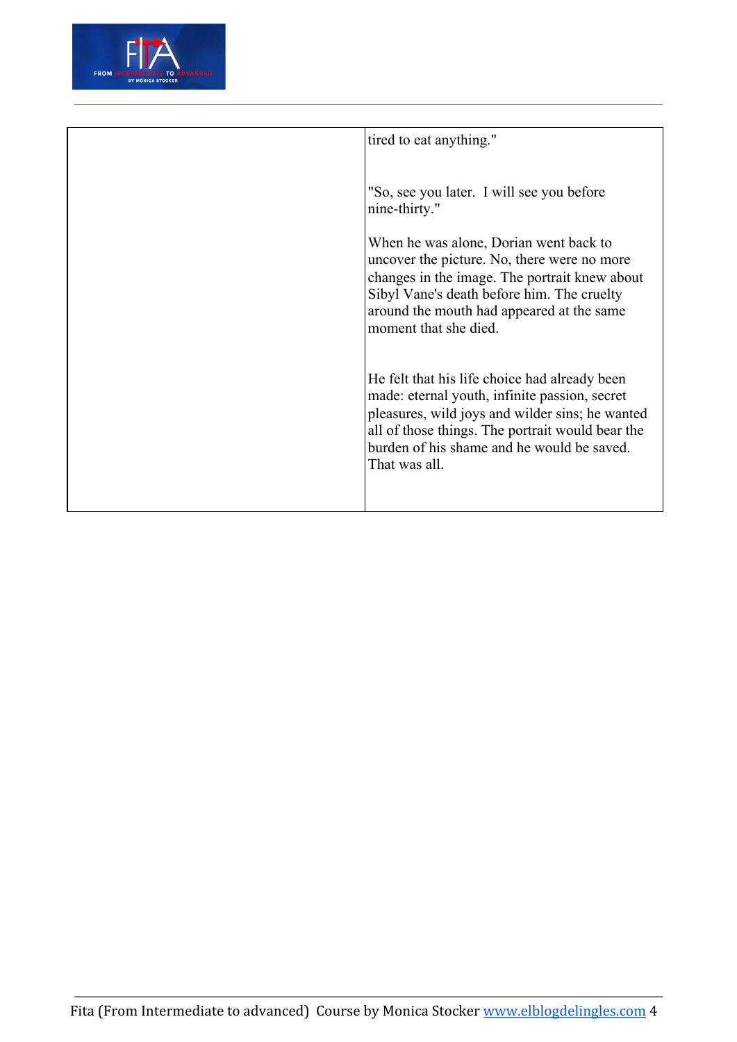| | |
|---|---|
| | tired to eat anything."<br><br>"So, see you later.  I will see you before nine-thirty."<br><br>When he was alone, Dorian went back to uncover the picture. No, there were no more changes in the image. The portrait knew about Sibyl Vane's death before him. The cruelty around the mouth had appeared at the same moment that she died.<br><br>He felt that his life choice had already been made: eternal youth, infinite passion, secret pleasures, wild joys and wilder sins; he wanted all of those things. The portrait would bear the burden of his shame and he would be saved. That was all. |